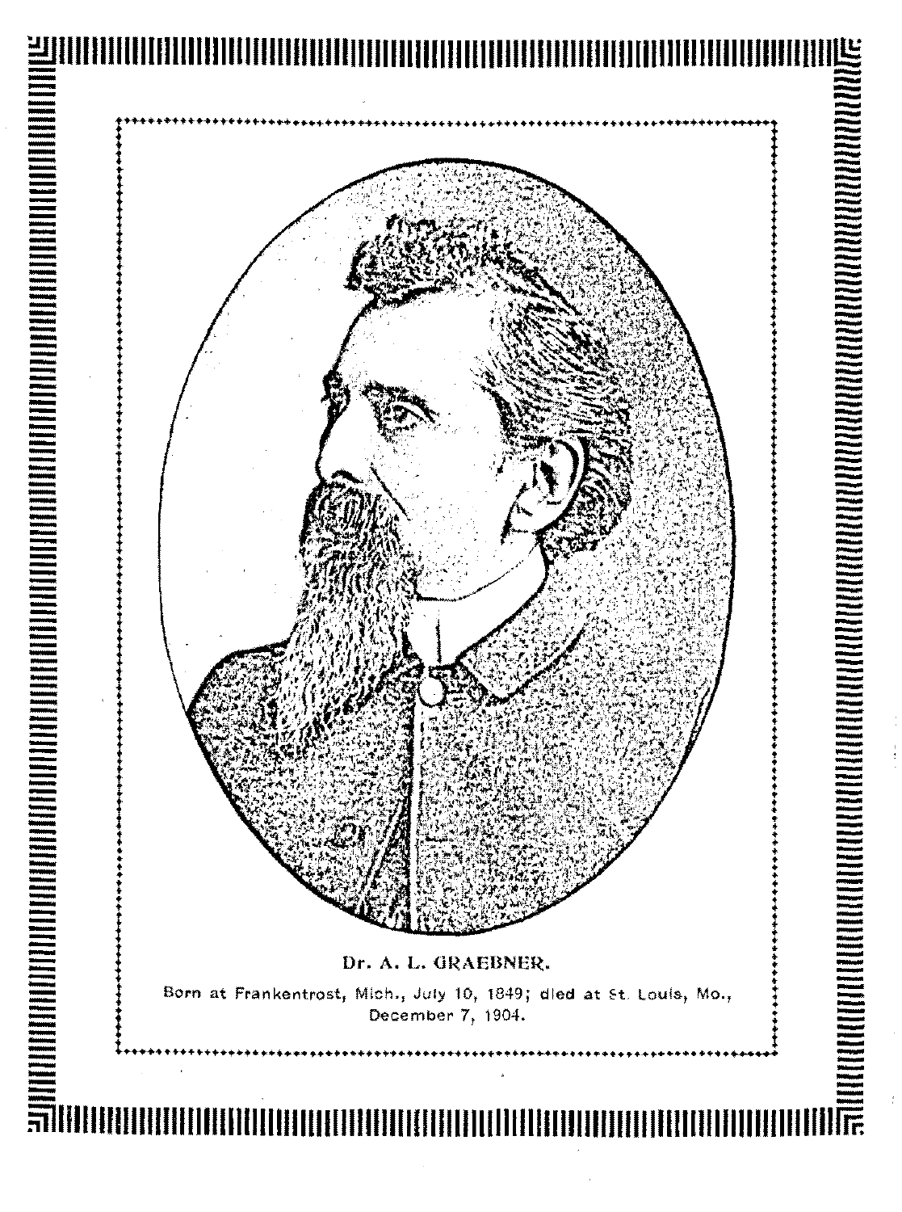**Dr. A. L. GRAEBNER.**

Born at Frankentrost, Mich., July 10, 1849; died at St. Louis, Mo., December 7, 1904.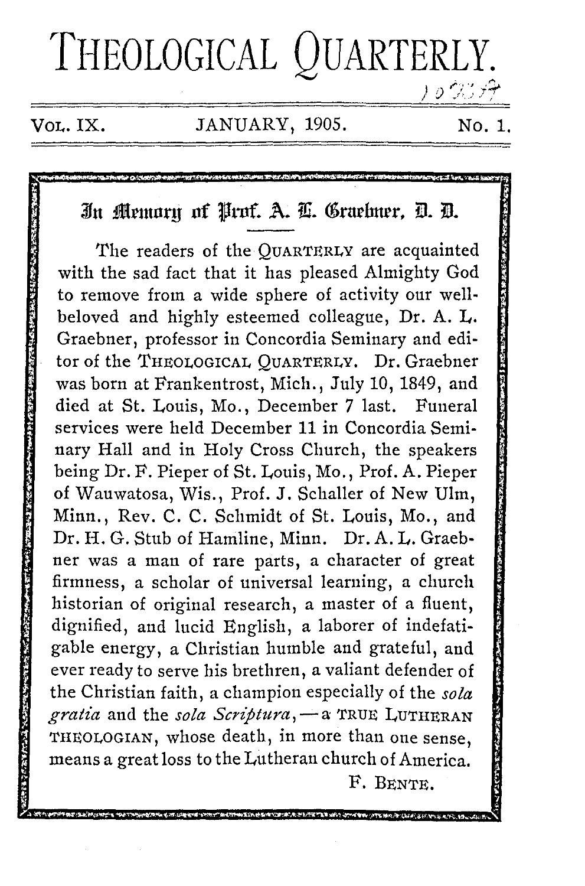# THEOLOGICAL QUARTERLY.

VOL. IX. JANUARY, 1905. No. 1.

## In Memory of Prof. A. L. Graebner, D. D.

The readers of the QUARTERLY are acquainted with the sad fact that it has pleased Almighty God to remove from a wide sphere of activity our well-beloved and highly esteemed colleague, Dr. A. L. Graebner, professor in Concordia Seminary and editor of the THEOLOGICAL QUARTERLY. Dr. Graebner was born at Frankentrost, Mich., July 10, 1849, and died at St. Louis, Mo., December 7 last. Funeral services were held December 11 in Concordia Seminary Hall and in Holy Cross Church, the speakers being Dr. F. Pieper of St. Louis, Mo., Prof. A. Pieper of Wauwatosa, Wis., Prof. J. Schaller of New Ulm, Minn., Rev. C. C. Schmidt of St. Louis, Mo., and Dr. H. G. Stub of Hamline, Minn. Dr. A. L. Graebner was a man of rare parts, a character of great firmness, a scholar of universal learning, a church historian of original research, a master of a fluent, dignified, and lucid English, a laborer of indefatigable energy, a Christian humble and grateful, and ever ready to serve his brethren, a valiant defender of the Christian faith, a champion especially of the *sola gratia* and the *sola Scriptura*, — a TRUE LUTHERAN THEOLOGIAN, whose death, in more than one sense, means a great loss to the Lutheran church of America.

F. BENTE.